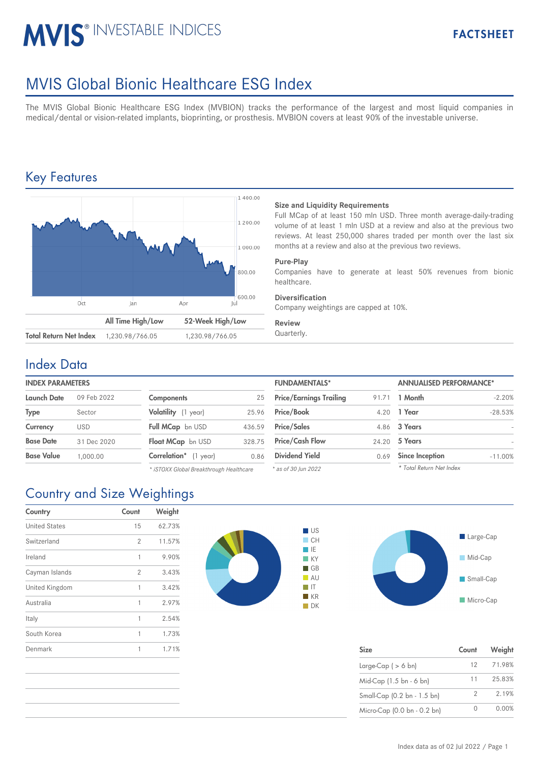# MVIS® INVESTABLE INDICES

**FACTSHEET**

# MVIS Global Bionic Healthcare ESG Index

The MVIS Global Bionic Healthcare ESG Index (MVBION) tracks the performance of the largest and most liquid companies in medical/dental or vision-related implants, bioprinting, or prosthesis. MVBION covers at least 90% of the investable universe.

## Key Features

| | All Time High/Low | 52-Week High/Low |
|---|---|---|
| **Total Return Net Index** | 1,230.98/766.05 | 1,230.98/766.05 |

**Size and Liquidity Requirements**
Full MCap of at least 150 mln USD. Three month average-daily-trading volume of at least 1 mln USD at a review and also at the previous two reviews. At least 250,000 shares traded per month over the last six months at a review and also at the previous two reviews.

**Pure-Play**
Companies have to generate at least 50% revenues from bionic healthcare.

**Diversification**
Company weightings are capped at 10%.

**Review**
Quarterly.

## Index Data

**INDEX PARAMETERS**

| | |
|---|---|
| **Launch Date** | 09 Feb 2022 |
| **Type** | Sector |
| **Currency** | USD |
| **Base Date** | 31 Dec 2020 |
| **Base Value** | 1,000.00 |

| | |
|---|---|
| **Components** | 25 |
| **Volatility** (1 year) | 25.96 |
| **Full MCap** bn USD | 436.59 |
| **Float MCap** bn USD | 328.75 |
| **Correlation*** (1 year) | 0.86 |

*\* iSTOXX Global Breakthrough Healthcare*

**FUNDAMENTALS***

| | |
|---|---|
| **Price/Earnings Trailing** | 91.71 |
| **Price/Book** | 4.20 |
| **Price/Sales** | 4.86 |
| **Price/Cash Flow** | 24.20 |
| **Dividend Yield** | 0.69 |

*\* as of 30 Jun 2022*

**ANNUALISED PERFORMANCE***

| | |
|---|---|
| **1 Month** | -2.20% |
| **1 Year** | -28.53% |
| **3 Years** | - |
| **5 Years** | - |
| **Since Inception** | -11.00% |

*\* Total Return Net Index*

## Country and Size Weightings

| Country | Count | Weight |
|---|---|---|
| United States | 15 | 62.73% |
| Switzerland | 2 | 11.57% |
| Ireland | 1 | 9.90% |
| Cayman Islands | 2 | 3.43% |
| United Kingdom | 1 | 3.42% |
| Australia | 1 | 2.97% |
| Italy | 1 | 2.54% |
| South Korea | 1 | 1.73% |
| Denmark | 1 | 1.71% |

| Size | Count | Weight |
|---|---|---|
| Large-Cap ( > 6 bn) | 12 | 71.98% |
| Mid-Cap (1.5 bn - 6 bn) | 11 | 25.83% |
| Small-Cap (0.2 bn - 1.5 bn) | 2 | 2.19% |
| Micro-Cap (0.0 bn - 0.2 bn) | 0 | 0.00% |

Index data as of 02 Jul 2022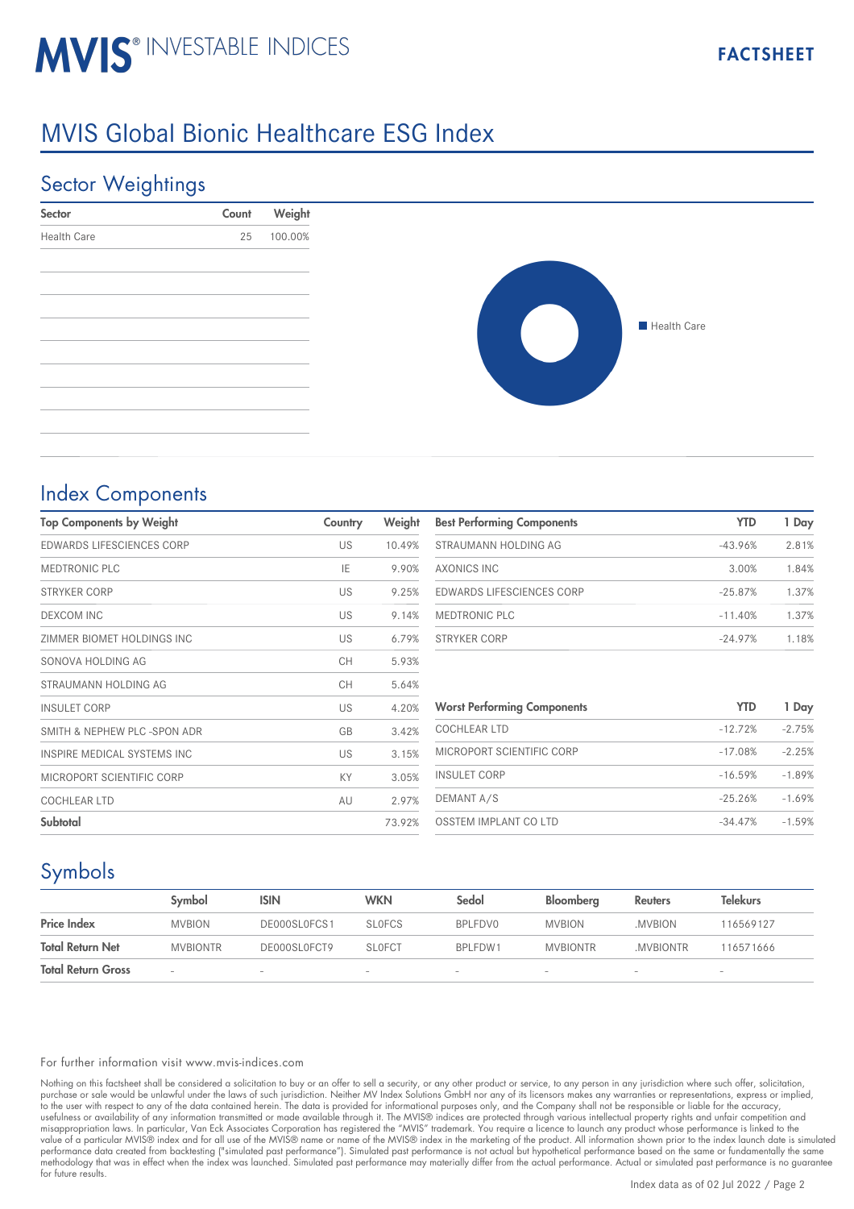# MVIS® INVESTABLE INDICES

**FACTSHEET**

# MVIS Global Bionic Healthcare ESG Index

## Sector Weightings

| Sector | Count | Weight |
|---|---|---|
| Health Care | 25 | 100.00% |

Health Care

## Index Components

| Top Components by Weight | Country | Weight |
|---|---|---|
| EDWARDS LIFESCIENCES CORP | US | 10.49% |
| MEDTRONIC PLC | IE | 9.90% |
| STRYKER CORP | US | 9.25% |
| DEXCOM INC | US | 9.14% |
| ZIMMER BIOMET HOLDINGS INC | US | 6.79% |
| SONOVA HOLDING AG | CH | 5.93% |
| STRAUMANN HOLDING AG | CH | 5.64% |
| INSULET CORP | US | 4.20% |
| SMITH & NEPHEW PLC -SPON ADR | GB | 3.42% |
| INSPIRE MEDICAL SYSTEMS INC | US | 3.15% |
| MICROPORT SCIENTIFIC CORP | KY | 3.05% |
| COCHLEAR LTD | AU | 2.97% |
| **Subtotal** | | 73.92% |

| Best Performing Components | YTD | 1 Day |
|---|---|---|
| STRAUMANN HOLDING AG | -43.96% | 2.81% |
| AXONICS INC | 3.00% | 1.84% |
| EDWARDS LIFESCIENCES CORP | -25.87% | 1.37% |
| MEDTRONIC PLC | -11.40% | 1.37% |
| STRYKER CORP | -24.97% | 1.18% |

| Worst Performing Components | YTD | 1 Day |
|---|---|---|
| COCHLEAR LTD | -12.72% | -2.75% |
| MICROPORT SCIENTIFIC CORP | -17.08% | -2.25% |
| INSULET CORP | -16.59% | -1.89% |
| DEMANT A/S | -25.26% | -1.69% |
| OSSTEM IMPLANT CO LTD | -34.47% | -1.59% |

## Symbols

| | Symbol | ISIN | WKN | Sedol | Bloomberg | Reuters | Telekurs |
|---|---|---|---|---|---|---|---|
| **Price Index** | MVBION | DE000SL0FCS1 | SL0FCS | BPLFDV0 | MVBION | .MVBION | 116569127 |
| **Total Return Net** | MVBIONTR | DE000SL0FCT9 | SL0FCT | BPLFDW1 | MVBIONTR | .MVBIONTR | 116571666 |
| **Total Return Gross** | - | - | - | - | - | - | - |

For further information visit www.mvis-indices.com

Nothing on this factsheet shall be considered a solicitation to buy or an offer to sell a security, or any other product or service, to any person in any jurisdiction where such offer, solicitation, purchase or sale would be unlawful under the laws of such jurisdiction. Neither MV Index Solutions GmbH nor any of its licensors makes any warranties or representations, express or implied, to the user with respect to any of the data contained herein. The data is provided for informational purposes only, and the Company shall not be responsible or liable for the accuracy, usefulness or availability of any information transmitted or made available through it. The MVIS® indices are protected through various intellectual property rights and unfair competition and misappropriation laws. In particular, Van Eck Associates Corporation has registered the "MVIS" trademark. You require a licence to launch any product whose performance is linked to the value of a particular MVIS® index and for all use of the MVIS® name or name of the MVIS® index in the marketing of the product. All information shown prior to the index launch date is simulated performance data created from backtesting ("simulated past performance"). Simulated past performance is not actual but hypothetical performance based on the same or fundamentally the same methodology that was in effect when the index was launched. Simulated past performance may materially differ from the actual performance. Actual or simulated past performance is no guarantee for future results.

Index data as of 02 Jul 2022